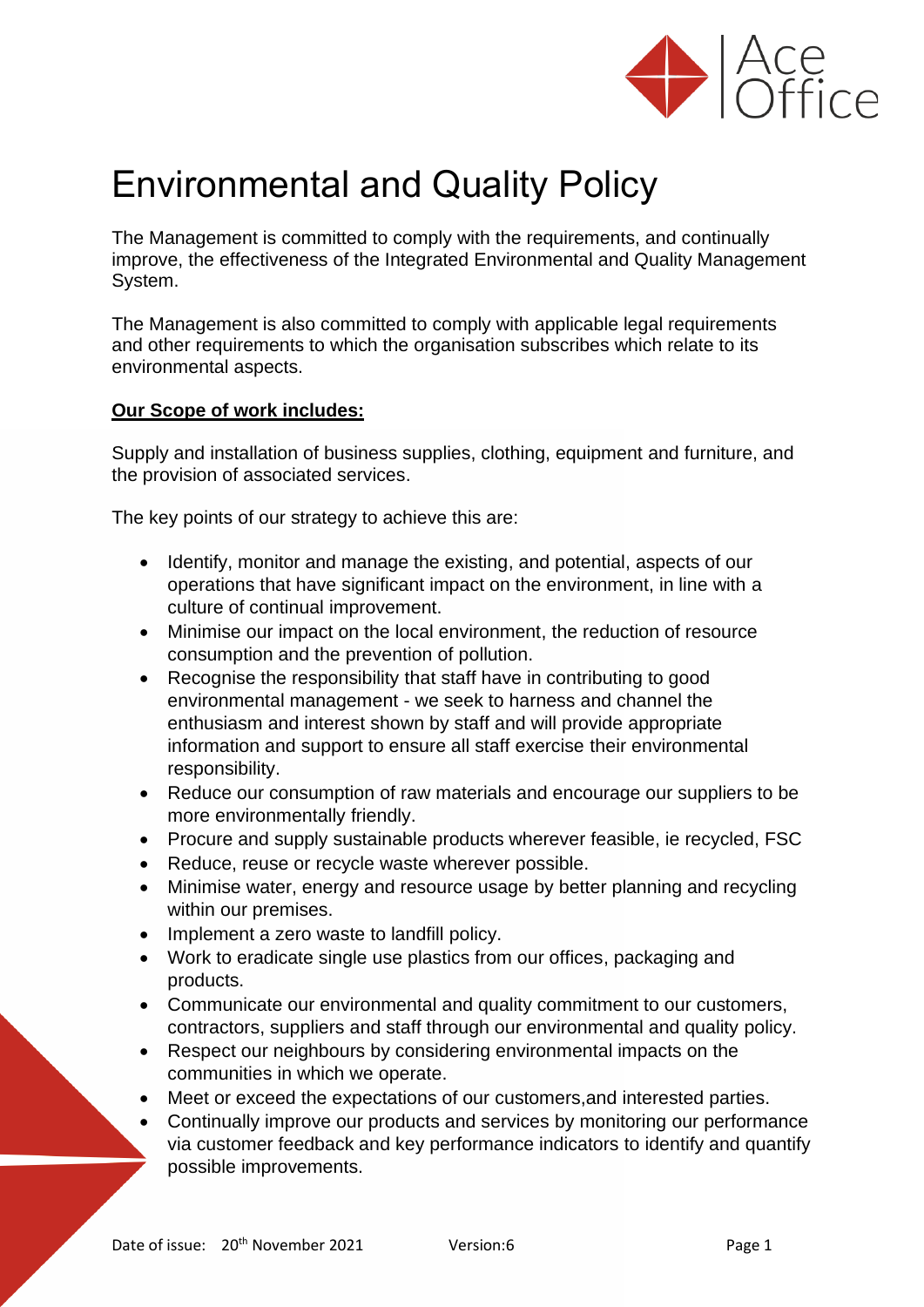# Environmental and Quality Policy

The Management is committed to comply with the requirements, and continually improve, the effectiveness of the Integrated Environmental and Quality Management System.

The Management is also committed to comply with applicable legal requirements and other requirements to which the organisation subscribes which relate to its environmental aspects.

**Our Scope of work includes:**

Supply and installation of business supplies, clothing, equipment and furniture, and the provision of associated services.

The key points of our strategy to achieve this are:

- Identify, monitor and manage the existing, and potential, aspects of our operations that have significant impact on the environment, in line with a culture of continual improvement.
- Minimise our impact on the local environment, the reduction of resource consumption and the prevention of pollution.
- Recognise the responsibility that staff have in contributing to good environmental management - we seek to harness and channel the enthusiasm and interest shown by staff and will provide appropriate information and support to ensure all staff exercise their environmental responsibility.
- Reduce our consumption of raw materials and encourage our suppliers to be more environmentally friendly.
- Procure and supply sustainable products wherever feasible, ie recycled, FSC
- Reduce, reuse or recycle waste wherever possible.
- Minimise water, energy and resource usage by better planning and recycling within our premises.
- Implement a zero waste to landfill policy.
- Work to eradicate single use plastics from our offices, packaging and products.
- Communicate our environmental and quality commitment to our customers, contractors, suppliers and staff through our environmental and quality policy.
- Respect our neighbours by considering environmental impacts on the communities in which we operate.
- Meet or exceed the expectations of our customers,and interested parties.
- Continually improve our products and services by monitoring our performance via customer feedback and key performance indicators to identify and quantify possible improvements.

Date of issue: 20th November 2021 Version:6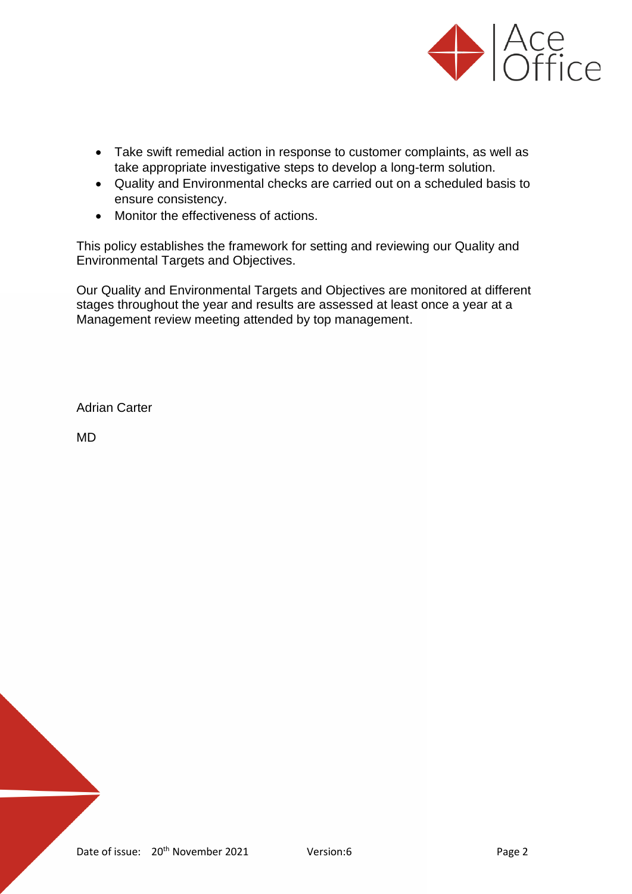- Take swift remedial action in response to customer complaints, as well as take appropriate investigative steps to develop a long-term solution.
- Quality and Environmental checks are carried out on a scheduled basis to ensure consistency.
- Monitor the effectiveness of actions.

This policy establishes the framework for setting and reviewing our Quality and Environmental Targets and Objectives.

Our Quality and Environmental Targets and Objectives are monitored at different stages throughout the year and results are assessed at least once a year at a Management review meeting attended by top management.

Adrian Carter

MD

Date of issue: 20th November 2021 Version:6